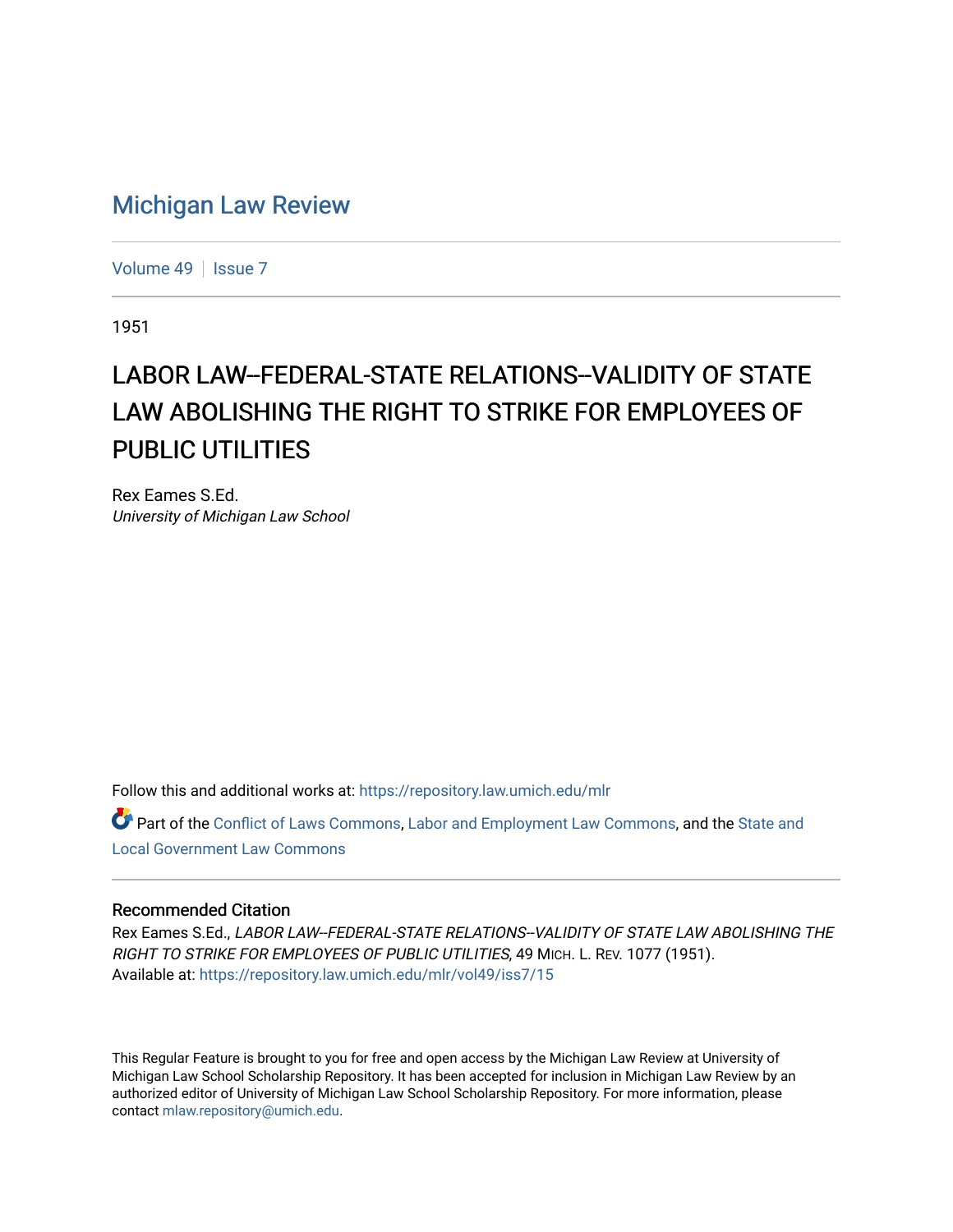# Michigan Law Review

Volume 49 | Issue 7

1951

## LABOR LAW--FEDERAL-STATE RELATIONS--VALIDITY OF STATE LAW ABOLISHING THE RIGHT TO STRIKE FOR EMPLOYEES OF PUBLIC UTILITIES

Rex Eames S.Ed.
*University of Michigan Law School*

Follow this and additional works at: https://repository.law.umich.edu/mlr

Part of the Conflict of Laws Commons, Labor and Employment Law Commons, and the State and Local Government Law Commons

### Recommended Citation

Rex Eames S.Ed., *LABOR LAW--FEDERAL-STATE RELATIONS--VALIDITY OF STATE LAW ABOLISHING THE RIGHT TO STRIKE FOR EMPLOYEES OF PUBLIC UTILITIES*, 49 MICH. L. REV. 1077 (1951).
Available at: https://repository.law.umich.edu/mlr/vol49/iss7/15

This Regular Feature is brought to you for free and open access by the Michigan Law Review at University of Michigan Law School Scholarship Repository. It has been accepted for inclusion in Michigan Law Review by an authorized editor of University of Michigan Law School Scholarship Repository. For more information, please contact mlaw.repository@umich.edu.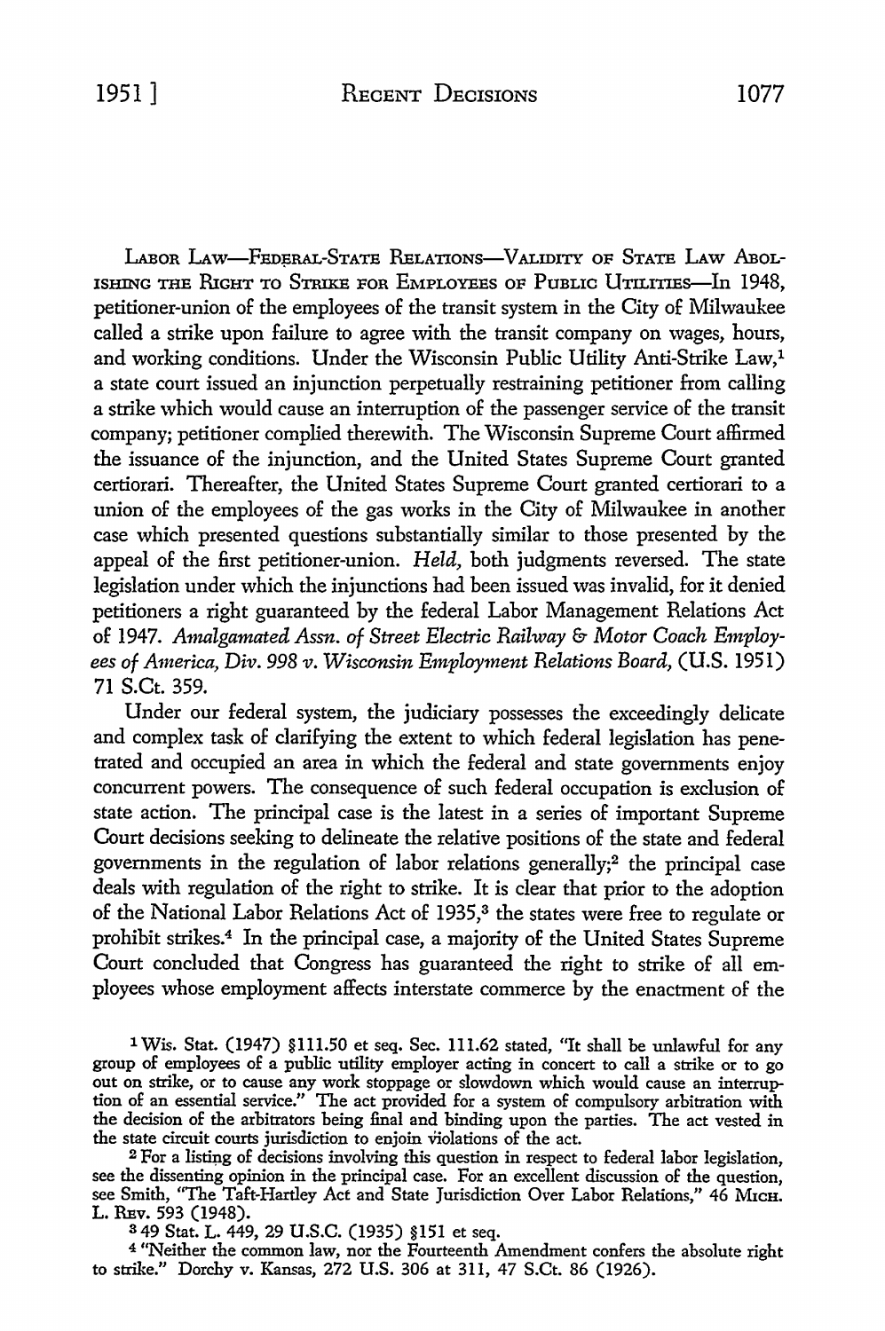LABOR LAW—FEDERAL-STATE RELATIONS—VALIDITY OF STATE LAW ABOLISHING THE RIGHT TO STRIKE FOR EMPLOYEES OF PUBLIC UTILITIES—In 1948, petitioner-union of the employees of the transit system in the City of Milwaukee called a strike upon failure to agree with the transit company on wages, hours, and working conditions. Under the Wisconsin Public Utility Anti-Strike Law,[1] a state court issued an injunction perpetually restraining petitioner from calling a strike which would cause an interruption of the passenger service of the transit company; petitioner complied therewith. The Wisconsin Supreme Court affirmed the issuance of the injunction, and the United States Supreme Court granted certiorari. Thereafter, the United States Supreme Court granted certiorari to a union of the employees of the gas works in the City of Milwaukee in another case which presented questions substantially similar to those presented by the appeal of the first petitioner-union. *Held,* both judgments reversed. The state legislation under which the injunctions had been issued was invalid, for it denied petitioners a right guaranteed by the federal Labor Management Relations Act of 1947. *Amalgamated Assn. of Street Electric Railway & Motor Coach Employees of America, Div. 998 v. Wisconsin Employment Relations Board,* (U.S. 1951) 71 S.Ct. 359.

Under our federal system, the judiciary possesses the exceedingly delicate and complex task of clarifying the extent to which federal legislation has penetrated and occupied an area in which the federal and state governments enjoy concurrent powers. The consequence of such federal occupation is exclusion of state action. The principal case is the latest in a series of important Supreme Court decisions seeking to delineate the relative positions of the state and federal governments in the regulation of labor relations generally;[2] the principal case deals with regulation of the right to strike. It is clear that prior to the adoption of the National Labor Relations Act of 1935,[3] the states were free to regulate or prohibit strikes.[4] In the principal case, a majority of the United States Supreme Court concluded that Congress has guaranteed the right to strike of all employees whose employment affects interstate commerce by the enactment of the

---

[1] Wis. Stat. (1947) §111.50 et seq. Sec. 111.62 stated, "It shall be unlawful for any group of employees of a public utility employer acting in concert to call a strike or to go out on strike, or to cause any work stoppage or slowdown which would cause an interruption of an essential service." The act provided for a system of compulsory arbitration with the decision of the arbitrators being final and binding upon the parties. The act vested in the state circuit courts jurisdiction to enjoin violations of the act.

[2] For a listing of decisions involving this question in respect to federal labor legislation, see the dissenting opinion in the principal case. For an excellent discussion of the question, see Smith, "The Taft-Hartley Act and State Jurisdiction Over Labor Relations," 46 MICH. L. REV. 593 (1948).

[3] 49 Stat. L. 449, 29 U.S.C. (1935) §151 et seq.

[4] "Neither the common law, nor the Fourteenth Amendment confers the absolute right to strike." Dorchy v. Kansas, 272 U.S. 306 at 311, 47 S.Ct. 86 (1926).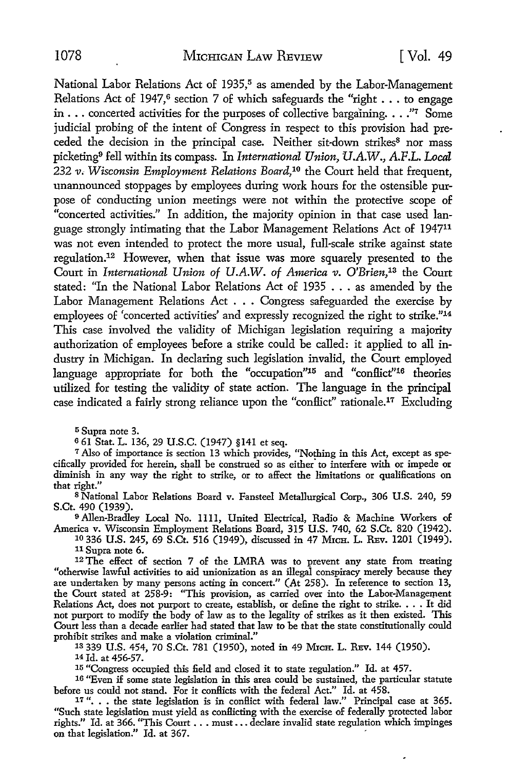National Labor Relations Act of 1935,[5] as amended by the Labor-Management Relations Act of 1947,[6] section 7 of which safeguards the "right . . . to engage in . . . concerted activities for the purposes of collective bargaining. . . ."[7] Some judicial probing of the intent of Congress in respect to this provision had preceded the decision in the principal case. Neither sit-down strikes[8] nor mass picketing[9] fell within its compass. In *International Union, U.A.W., A.F.L. Local 232 v. Wisconsin Employment Relations Board,*[10] the Court held that frequent, unannounced stoppages by employees during work hours for the ostensible purpose of conducting union meetings were not within the protective scope of "concerted activities." In addition, the majority opinion in that case used language strongly intimating that the Labor Management Relations Act of 1947[11] was not even intended to protect the more usual, full-scale strike against state regulation.[12] However, when that issue was more squarely presented to the Court in *International Union of U.A.W. of America v. O'Brien,*[13] the Court stated: "In the National Labor Relations Act of 1935 . . . as amended by the Labor Management Relations Act . . . Congress safeguarded the exercise by employees of 'concerted activities' and expressly recognized the right to strike."[14] This case involved the validity of Michigan legislation requiring a majority authorization of employees before a strike could be called: it applied to all industry in Michigan. In declaring such legislation invalid, the Court employed language appropriate for both the "occupation"[15] and "conflict"[16] theories utilized for testing the validity of state action. The language in the principal case indicated a fairly strong reliance upon the "conflict" rationale.[17] Excluding

---

[5] Supra note 3.

[6] 61 Stat. L. 136, 29 U.S.C. (1947) §141 et seq.

[7] Also of importance is section 13 which provides, "Nothing in this Act, except as specifically provided for herein, shall be construed so as either to interfere with or impede or diminish in any way the right to strike, or to affect the limitations or qualifications on that right."

[8] National Labor Relations Board v. Fansteel Metallurgical Corp., 306 U.S. 240, 59 S.Ct. 490 (1939).

[9] Allen-Bradley Local No. 1111, United Electrical, Radio & Machine Workers of America v. Wisconsin Employment Relations Board, 315 U.S. 740, 62 S.Ct. 820 (1942).

[10] 336 U.S. 245, 69 S.Ct. 516 (1949), discussed in 47 Mich. L. Rev. 1201 (1949).

[11] Supra note 6.

[12] The effect of section 7 of the LMRA was to prevent any state from treating "otherwise lawful activities to aid unionization as an illegal conspiracy merely because they are undertaken by many persons acting in concert." (At 258). In reference to section 13, the Court stated at 258-9: "This provision, as carried over into the Labor-Management Relations Act, does not purport to create, establish, or define the right to strike. . . . It did not purport to modify the body of law as to the legality of strikes as it then existed. This Court less than a decade earlier had stated that law to be that the state constitutionally could prohibit strikes and make a violation criminal."

[13] 339 U.S. 454, 70 S.Ct. 781 (1950), noted in 49 Mich. L. Rev. 144 (1950).

[14] Id. at 456-57.

[15] "Congress occupied this field and closed it to state regulation." Id. at 457.

[16] "Even if some state legislation in this area could be sustained, the particular statute before us could not stand. For it conflicts with the federal Act." Id. at 458.

[17] ". . . the state legislation is in conflict with federal law." Principal case at 365. "Such state legislation must yield as conflicting with the exercise of federally protected labor rights." Id. at 366. "This Court . . . must . . . declare invalid state regulation which impinges on that legislation." Id. at 367.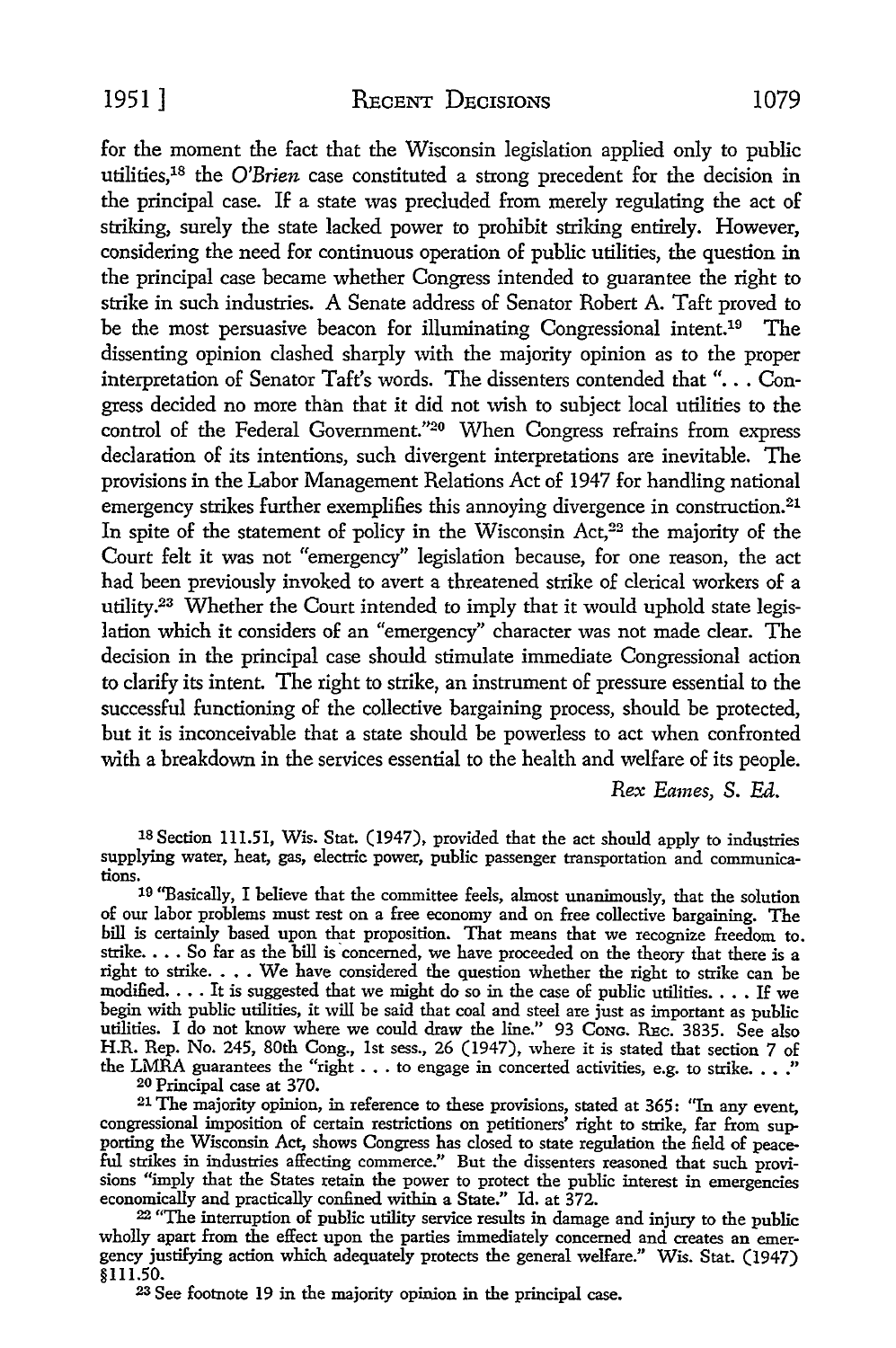for the moment the fact that the Wisconsin legislation applied only to public utilities,[18] the *O'Brien* case constituted a strong precedent for the decision in the principal case. If a state was precluded from merely regulating the act of striking, surely the state lacked power to prohibit striking entirely. However, considering the need for continuous operation of public utilities, the question in the principal case became whether Congress intended to guarantee the right to strike in such industries. A Senate address of Senator Robert A. Taft proved to be the most persuasive beacon for illuminating Congressional intent.[19] The dissenting opinion clashed sharply with the majority opinion as to the proper interpretation of Senator Taft's words. The dissenters contended that "... Congress decided no more than that it did not wish to subject local utilities to the control of the Federal Government."[20] When Congress refrains from express declaration of its intentions, such divergent interpretations are inevitable. The provisions in the Labor Management Relations Act of 1947 for handling national emergency strikes further exemplifies this annoying divergence in construction.[21] In spite of the statement of policy in the Wisconsin Act,[22] the majority of the Court felt it was not "emergency" legislation because, for one reason, the act had been previously invoked to avert a threatened strike of clerical workers of a utility.[23] Whether the Court intended to imply that it would uphold state legislation which it considers of an "emergency" character was not made clear. The decision in the principal case should stimulate immediate Congressional action to clarify its intent. The right to strike, an instrument of pressure essential to the successful functioning of the collective bargaining process, should be protected, but it is inconceivable that a state should be powerless to act when confronted with a breakdown in the services essential to the health and welfare of its people.

*Rex Eames, S. Ed.*

---

[18] Section 111.51, Wis. Stat. (1947), provided that the act should apply to industries supplying water, heat, gas, electric power, public passenger transportation and communications.

[19] "Basically, I believe that the committee feels, almost unanimously, that the solution of our labor problems must rest on a free economy and on free collective bargaining. The bill is certainly based upon that proposition. That means that we recognize freedom to strike. . . . So far as the bill is concerned, we have proceeded on the theory that there is a right to strike. . . . We have considered the question whether the right to strike can be modified. . . . It is suggested that we might do so in the case of public utilities. . . . If we begin with public utilities, it will be said that coal and steel are just as important as public utilities. I do not know where we could draw the line." 93 CONG. REC. 3835. See also H.R. Rep. No. 245, 80th Cong., 1st sess., 26 (1947), where it is stated that section 7 of the LMRA guarantees the "right . . . to engage in concerted activities, e.g. to strike. . . ."

[20] Principal case at 370.

[21] The majority opinion, in reference to these provisions, stated at 365: "In any event, congressional imposition of certain restrictions on petitioners' right to strike, far from supporting the Wisconsin Act, shows Congress has closed to state regulation the field of peaceful strikes in industries affecting commerce." But the dissenters reasoned that such provisions "imply that the States retain the power to protect the public interest in emergencies economically and practically confined within a State." Id. at 372.

[22] "The interruption of public utility service results in damage and injury to the public wholly apart from the effect upon the parties immediately concerned and creates an emergency justifying action which adequately protects the general welfare." Wis. Stat. (1947) §111.50.

[23] See footnote 19 in the majority opinion in the principal case.